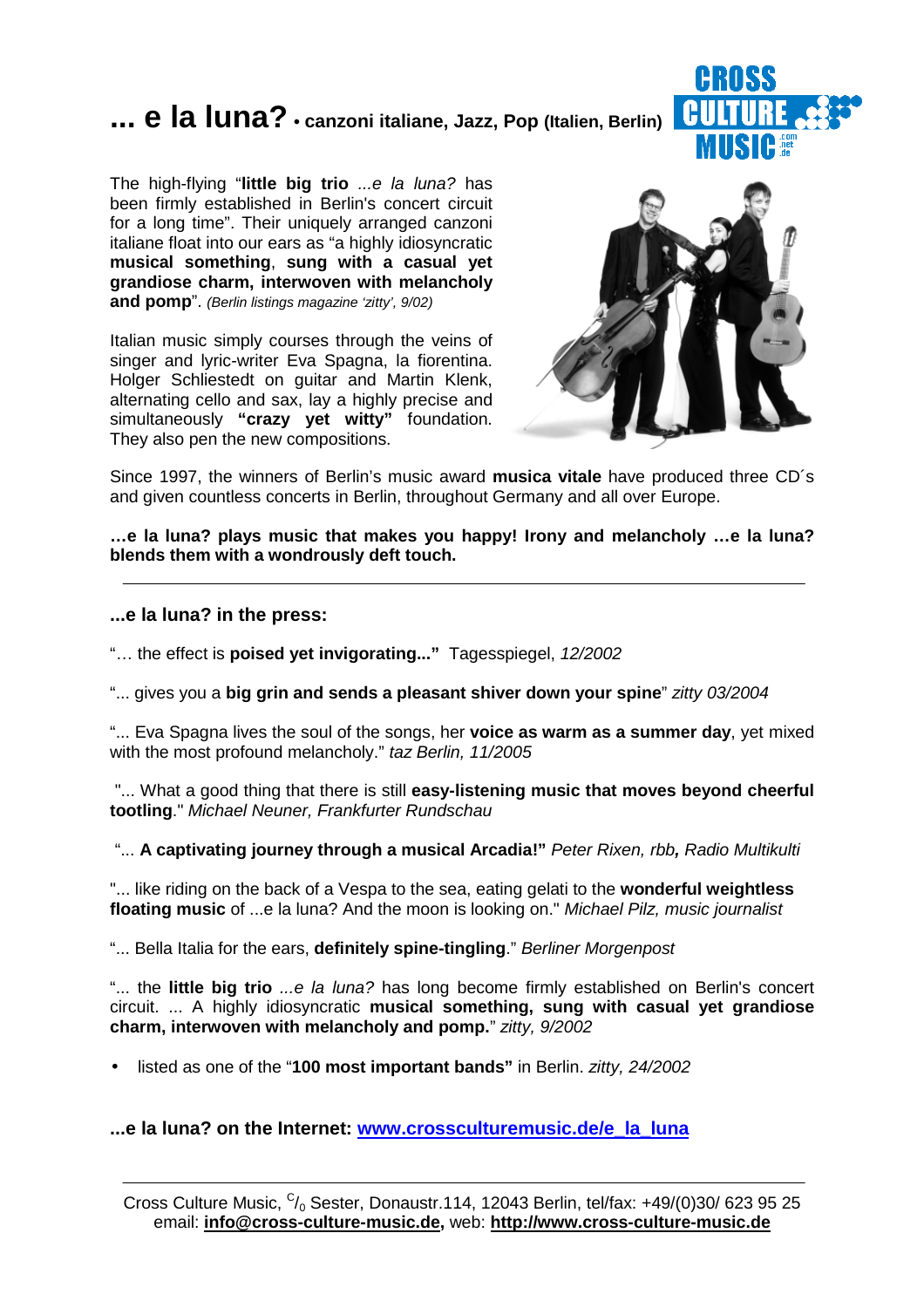# ... e la luna? • canzoni italiane, Jazz, Pop (Italien, Berlin)

The high-flying "**little big trio** *...e la luna?* has been firmly established in Berlin's concert circuit for a long time". Their uniquely arranged canzoni italiane float into our ears as "a highly idiosyncratic **musical something**, **sung with a casual yet grandiose charm, interwoven with melancholy and pomp**". *(Berlin listings magazine 'zitty', 9/02)*

Italian music simply courses through the veins of singer and lyric-writer Eva Spagna, la fiorentina. Holger Schliestedt on guitar and Martin Klenk, alternating cello and sax, lay a highly precise and simultaneously **"crazy yet witty"** foundation. They also pen the new compositions.

Since 1997, the winners of Berlin's music award **musica vitale** have produced three CD´s and given countless concerts in Berlin, throughout Germany and all over Europe.

**…e la luna? plays music that makes you happy! Irony and melancholy …e la luna? blends them with a wondrously deft touch.**

---

### ...e la luna? in the press:

"… the effect is **poised yet invigorating..."** Tagesspiegel, *12/2002*

"... gives you a **big grin and sends a pleasant shiver down your spine**" *zitty 03/2004*

"... Eva Spagna lives the soul of the songs, her **voice as warm as a summer day**, yet mixed with the most profound melancholy." *taz Berlin, 11/2005*

"... What a good thing that there is still **easy-listening music that moves beyond cheerful tootling**." *Michael Neuner, Frankfurter Rundschau*

"... **A captivating journey through a musical Arcadia!"** *Peter Rixen, rbb, Radio Multikulti*

"... like riding on the back of a Vespa to the sea, eating gelati to the **wonderful weightless floating music** of ...e la luna? And the moon is looking on." *Michael Pilz, music journalist*

"... Bella Italia for the ears, **definitely spine-tingling**." *Berliner Morgenpost*

"... the **little big trio** *...e la luna?* has long become firmly established on Berlin's concert circuit. ... A highly idiosyncratic **musical something, sung with casual yet grandiose charm, interwoven with melancholy and pomp.**" *zitty, 9/2002*

- listed as one of the "**100 most important bands"** in Berlin. *zitty, 24/2002*

### ...e la luna? on the Internet: [www.crossculturemusic.de/e_la_luna](www.crossculturemusic.de/e_la_luna)

---

Cross Culture Music, C/o Sester, Donaustr.114, 12043 Berlin, tel/fax: +49/(0)30/ 623 95 25
email: **info@cross-culture-music.de,** web: **http://www.cross-culture-music.de**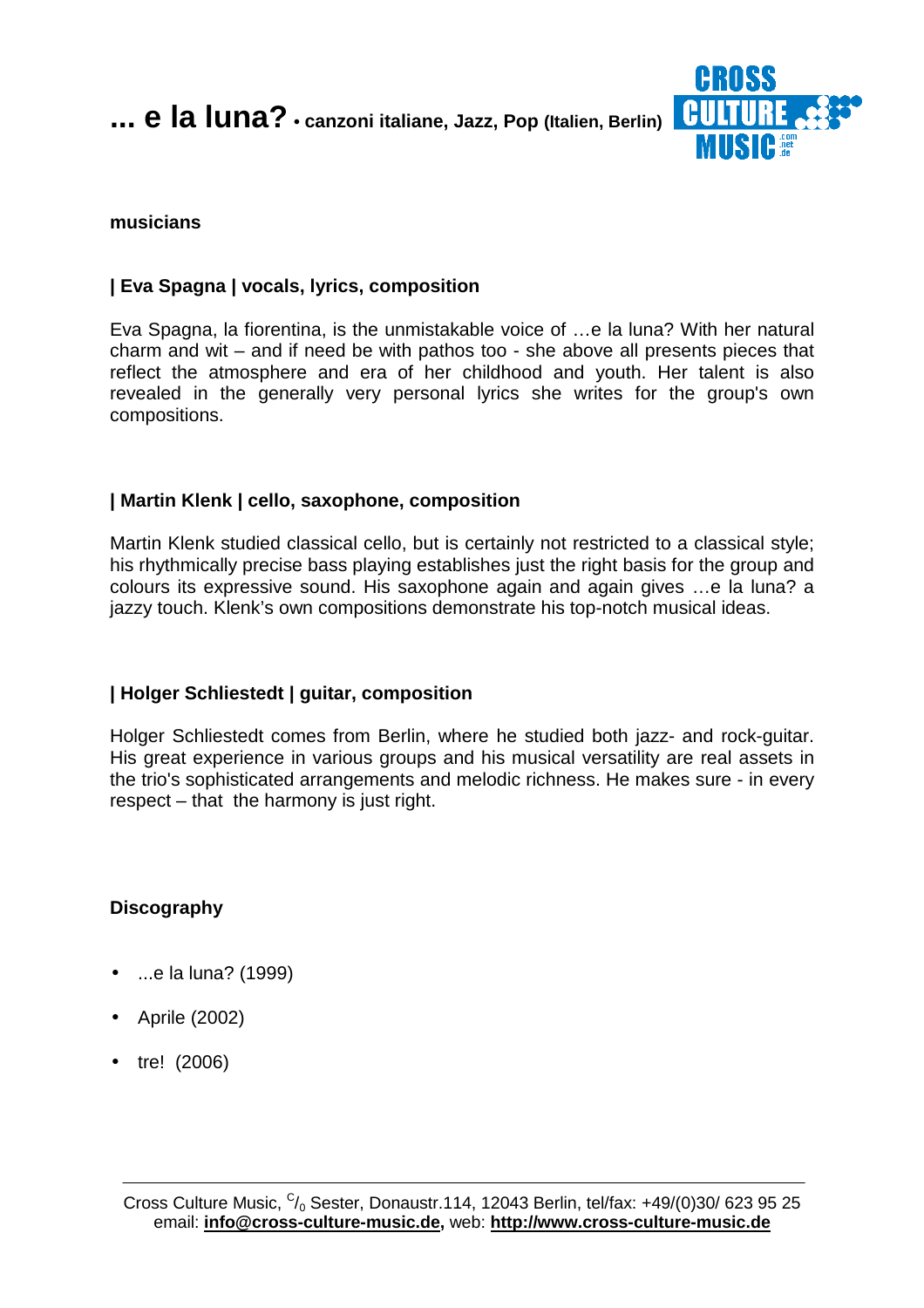# ... e la luna? • canzoni italiane, Jazz, Pop (Italien, Berlin)

**musicians**

### | Eva Spagna | vocals, lyrics, composition

Eva Spagna, la fiorentina, is the unmistakable voice of …e la luna? With her natural charm and wit – and if need be with pathos too - she above all presents pieces that reflect the atmosphere and era of her childhood and youth. Her talent is also revealed in the generally very personal lyrics she writes for the group's own compositions.

### | Martin Klenk | cello, saxophone, composition

Martin Klenk studied classical cello, but is certainly not restricted to a classical style; his rhythmically precise bass playing establishes just the right basis for the group and colours its expressive sound. His saxophone again and again gives …e la luna? a jazzy touch. Klenk's own compositions demonstrate his top-notch musical ideas.

### | Holger Schliestedt | guitar, composition

Holger Schliestedt comes from Berlin, where he studied both jazz- and rock-guitar. His great experience in various groups and his musical versatility are real assets in the trio's sophisticated arrangements and melodic richness. He makes sure - in every respect – that the harmony is just right.

**Discography**

- ...e la luna? (1999)
- Aprile (2002)
- tre! (2006)

Cross Culture Music, c/o Sester, Donaustr.114, 12043 Berlin, tel/fax: +49/(0)30/ 623 95 25
email: **info@cross-culture-music.de,** web: **http://www.cross-culture-music.de**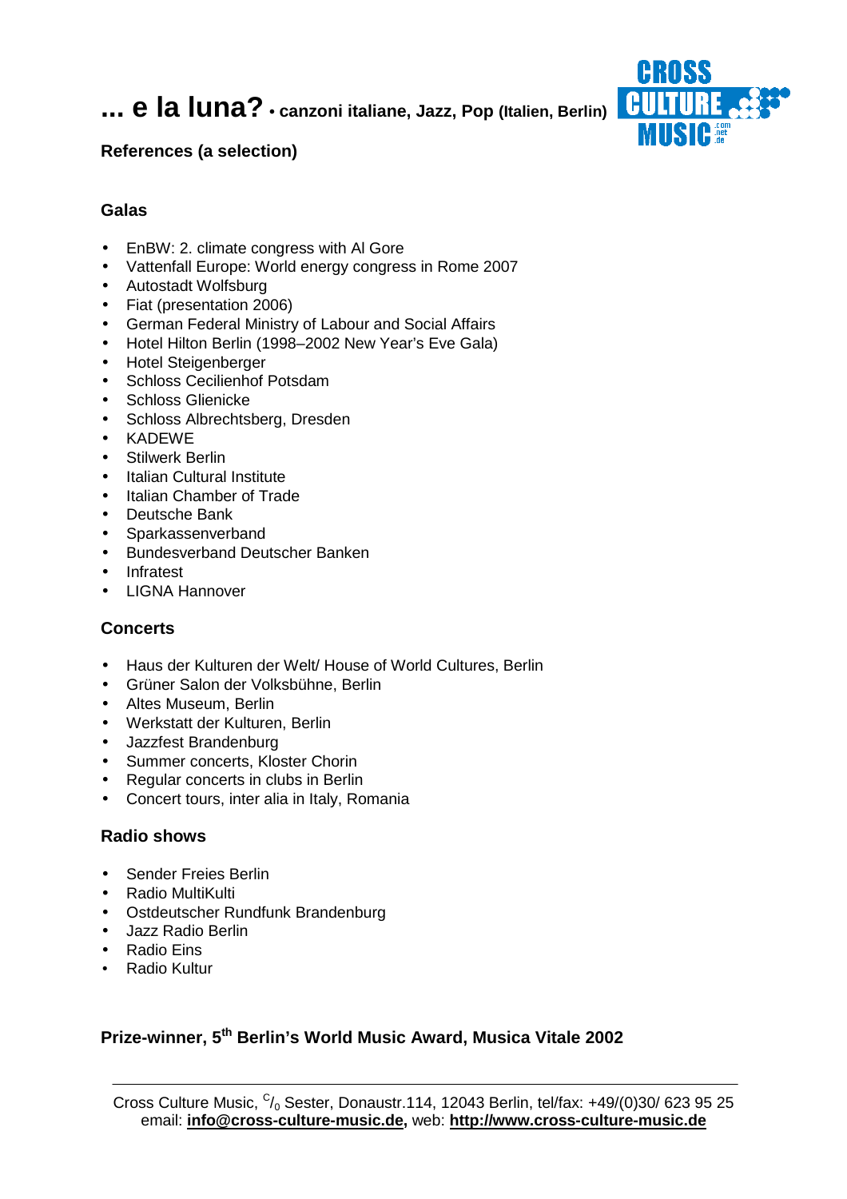# ... e la luna? • canzoni italiane, Jazz, Pop (Italien, Berlin)

CROSS CULTURE MUSIC .com .net .de

**References (a selection)**

## Galas

- EnBW: 2. climate congress with Al Gore
- Vattenfall Europe: World energy congress in Rome 2007
- Autostadt Wolfsburg
- Fiat (presentation 2006)
- German Federal Ministry of Labour and Social Affairs
- Hotel Hilton Berlin (1998–2002 New Year's Eve Gala)
- Hotel Steigenberger
- Schloss Cecilienhof Potsdam
- Schloss Glienicke
- Schloss Albrechtsberg, Dresden
- KADEWE
- Stilwerk Berlin
- Italian Cultural Institute
- Italian Chamber of Trade
- Deutsche Bank
- Sparkassenverband
- Bundesverband Deutscher Banken
- Infratest
- LIGNA Hannover

## Concerts

- Haus der Kulturen der Welt/ House of World Cultures, Berlin
- Grüner Salon der Volksbühne, Berlin
- Altes Museum, Berlin
- Werkstatt der Kulturen, Berlin
- Jazzfest Brandenburg
- Summer concerts, Kloster Chorin
- Regular concerts in clubs in Berlin
- Concert tours, inter alia in Italy, Romania

## Radio shows

- Sender Freies Berlin
- Radio MultiKulti
- Ostdeutscher Rundfunk Brandenburg
- Jazz Radio Berlin
- Radio Eins
- Radio Kultur

**Prize-winner, 5th Berlin's World Music Award, Musica Vitale 2002**

---

Cross Culture Music, c/o Sester, Donaustr.114, 12043 Berlin, tel/fax: +49/(0)30/ 623 95 25
email: **info@cross-culture-music.de,** web: **http://www.cross-culture-music.de**